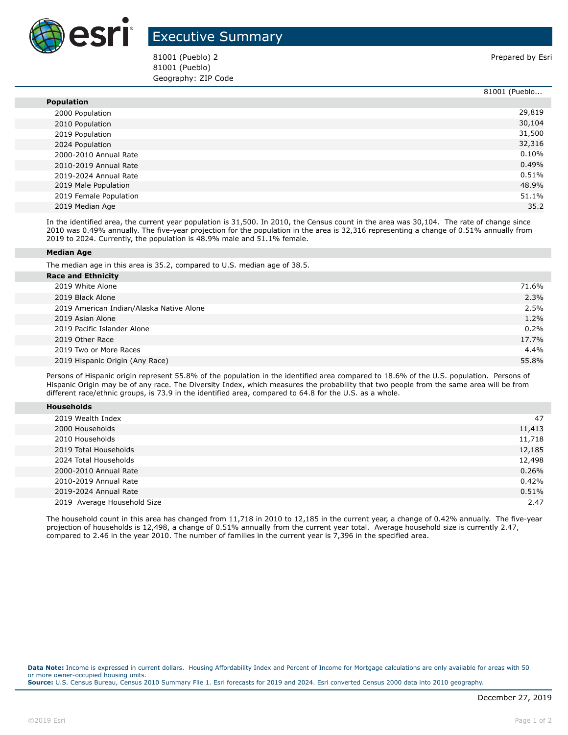# Executive Summary

81001 (Pueblo) 2
81001 (Pueblo)
Geography: ZIP Code

Prepared by Esri

| | 81001 (Pueblo... |
|---|---|
| **Population** | |
| 2000 Population | 29,819 |
| 2010 Population | 30,104 |
| 2019 Population | 31,500 |
| 2024 Population | 32,316 |
| 2000-2010 Annual Rate | 0.10% |
| 2010-2019 Annual Rate | 0.49% |
| 2019-2024 Annual Rate | 0.51% |
| 2019 Male Population | 48.9% |
| 2019 Female Population | 51.1% |
| 2019 Median Age | 35.2 |

In the identified area, the current year population is 31,500. In 2010, the Census count in the area was 30,104. The rate of change since 2010 was 0.49% annually. The five-year projection for the population in the area is 32,316 representing a change of 0.51% annually from 2019 to 2024. Currently, the population is 48.9% male and 51.1% female.

**Median Age**

The median age in this area is 35.2, compared to U.S. median age of 38.5.

| | |
|---|---|
| **Race and Ethnicity** | |
| 2019 White Alone | 71.6% |
| 2019 Black Alone | 2.3% |
| 2019 American Indian/Alaska Native Alone | 2.5% |
| 2019 Asian Alone | 1.2% |
| 2019 Pacific Islander Alone | 0.2% |
| 2019 Other Race | 17.7% |
| 2019 Two or More Races | 4.4% |
| 2019 Hispanic Origin (Any Race) | 55.8% |

Persons of Hispanic origin represent 55.8% of the population in the identified area compared to 18.6% of the U.S. population. Persons of Hispanic Origin may be of any race. The Diversity Index, which measures the probability that two people from the same area will be from different race/ethnic groups, is 73.9 in the identified area, compared to 64.8 for the U.S. as a whole.

| | |
|---|---|
| **Households** | |
| 2019 Wealth Index | 47 |
| 2000 Households | 11,413 |
| 2010 Households | 11,718 |
| 2019 Total Households | 12,185 |
| 2024 Total Households | 12,498 |
| 2000-2010 Annual Rate | 0.26% |
| 2010-2019 Annual Rate | 0.42% |
| 2019-2024 Annual Rate | 0.51% |
| 2019 Average Household Size | 2.47 |

The household count in this area has changed from 11,718 in 2010 to 12,185 in the current year, a change of 0.42% annually. The five-year projection of households is 12,498, a change of 0.51% annually from the current year total. Average household size is currently 2.47, compared to 2.46 in the year 2010. The number of families in the current year is 7,396 in the specified area.

**Data Note:** Income is expressed in current dollars. Housing Affordability Index and Percent of Income for Mortgage calculations are only available for areas with 50 or more owner-occupied housing units.
**Source:** U.S. Census Bureau, Census 2010 Summary File 1. Esri forecasts for 2019 and 2024. Esri converted Census 2000 data into 2010 geography.

December 27, 2019

©2019 Esri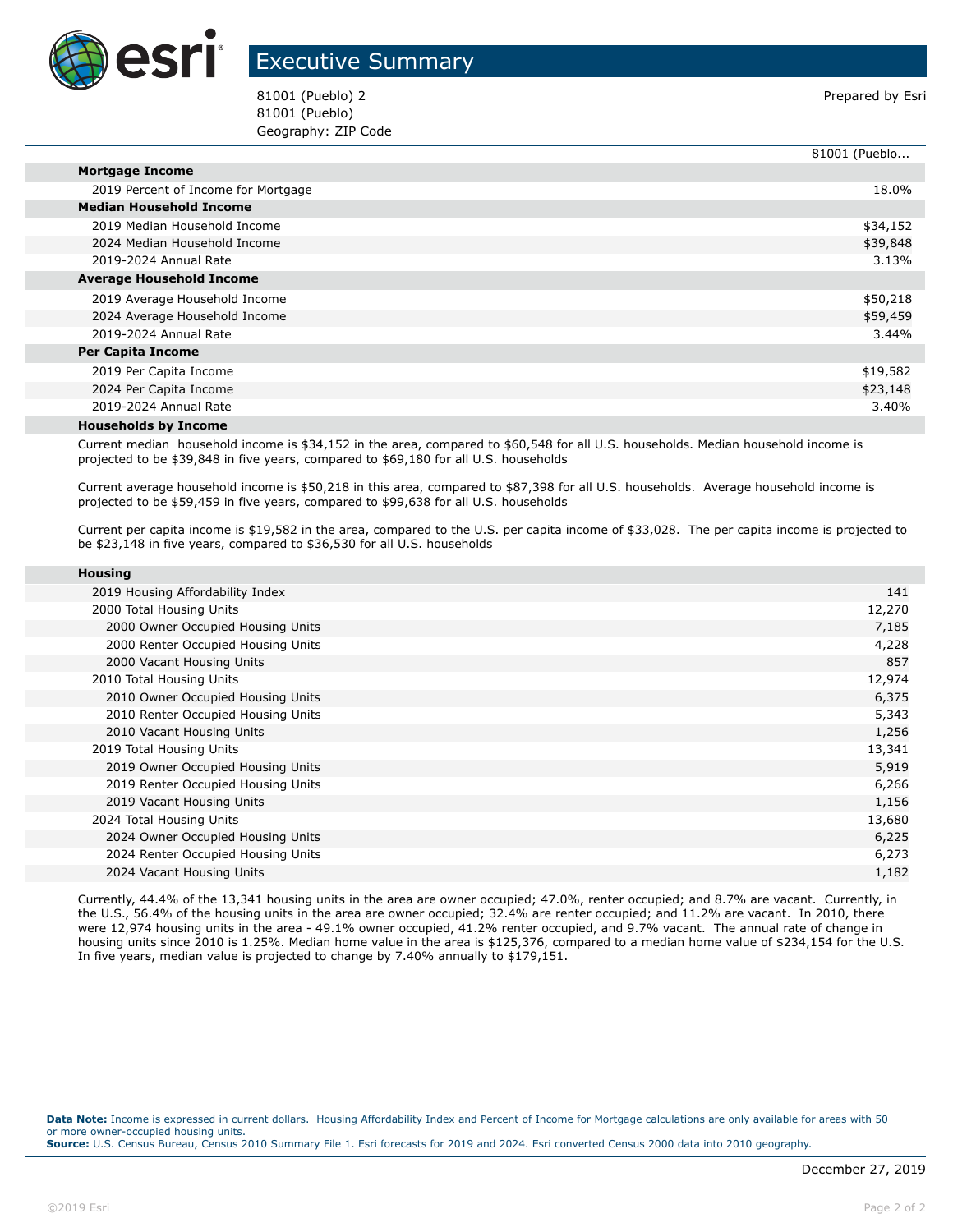# Executive Summary

81001 (Pueblo) 2
81001 (Pueblo)
Geography: ZIP Code

Prepared by Esri

| | 81001 (Pueblo... |
|---|---|
| **Mortgage Income** | |
| 2019 Percent of Income for Mortgage | 18.0% |
| **Median Household Income** | |
| 2019 Median Household Income | $34,152 |
| 2024 Median Household Income | $39,848 |
| 2019-2024 Annual Rate | 3.13% |
| **Average Household Income** | |
| 2019 Average Household Income | $50,218 |
| 2024 Average Household Income | $59,459 |
| 2019-2024 Annual Rate | 3.44% |
| **Per Capita Income** | |
| 2019 Per Capita Income | $19,582 |
| 2024 Per Capita Income | $23,148 |
| 2019-2024 Annual Rate | 3.40% |
| **Households by Income** | |

Current median household income is $34,152 in the area, compared to $60,548 for all U.S. households. Median household income is projected to be $39,848 in five years, compared to $69,180 for all U.S. households

Current average household income is $50,218 in this area, compared to $87,398 for all U.S. households. Average household income is projected to be $59,459 in five years, compared to $99,638 for all U.S. households

Current per capita income is $19,582 in the area, compared to the U.S. per capita income of $33,028. The per capita income is projected to be $23,148 in five years, compared to $36,530 for all U.S. households

| | |
|---|---|
| **Housing** | |
| 2019 Housing Affordability Index | 141 |
| 2000 Total Housing Units | 12,270 |
| 2000 Owner Occupied Housing Units | 7,185 |
| 2000 Renter Occupied Housing Units | 4,228 |
| 2000 Vacant Housing Units | 857 |
| 2010 Total Housing Units | 12,974 |
| 2010 Owner Occupied Housing Units | 6,375 |
| 2010 Renter Occupied Housing Units | 5,343 |
| 2010 Vacant Housing Units | 1,256 |
| 2019 Total Housing Units | 13,341 |
| 2019 Owner Occupied Housing Units | 5,919 |
| 2019 Renter Occupied Housing Units | 6,266 |
| 2019 Vacant Housing Units | 1,156 |
| 2024 Total Housing Units | 13,680 |
| 2024 Owner Occupied Housing Units | 6,225 |
| 2024 Renter Occupied Housing Units | 6,273 |
| 2024 Vacant Housing Units | 1,182 |

Currently, 44.4% of the 13,341 housing units in the area are owner occupied; 47.0%, renter occupied; and 8.7% are vacant. Currently, in the U.S., 56.4% of the housing units in the area are owner occupied; 32.4% are renter occupied; and 11.2% are vacant. In 2010, there were 12,974 housing units in the area - 49.1% owner occupied, 41.2% renter occupied, and 9.7% vacant. The annual rate of change in housing units since 2010 is 1.25%. Median home value in the area is $125,376, compared to a median home value of $234,154 for the U.S. In five years, median value is projected to change by 7.40% annually to $179,151.

**Data Note:** Income is expressed in current dollars. Housing Affordability Index and Percent of Income for Mortgage calculations are only available for areas with 50 or more owner-occupied housing units.
**Source:** U.S. Census Bureau, Census 2010 Summary File 1. Esri forecasts for 2019 and 2024. Esri converted Census 2000 data into 2010 geography.

December 27, 2019

©2019 Esri